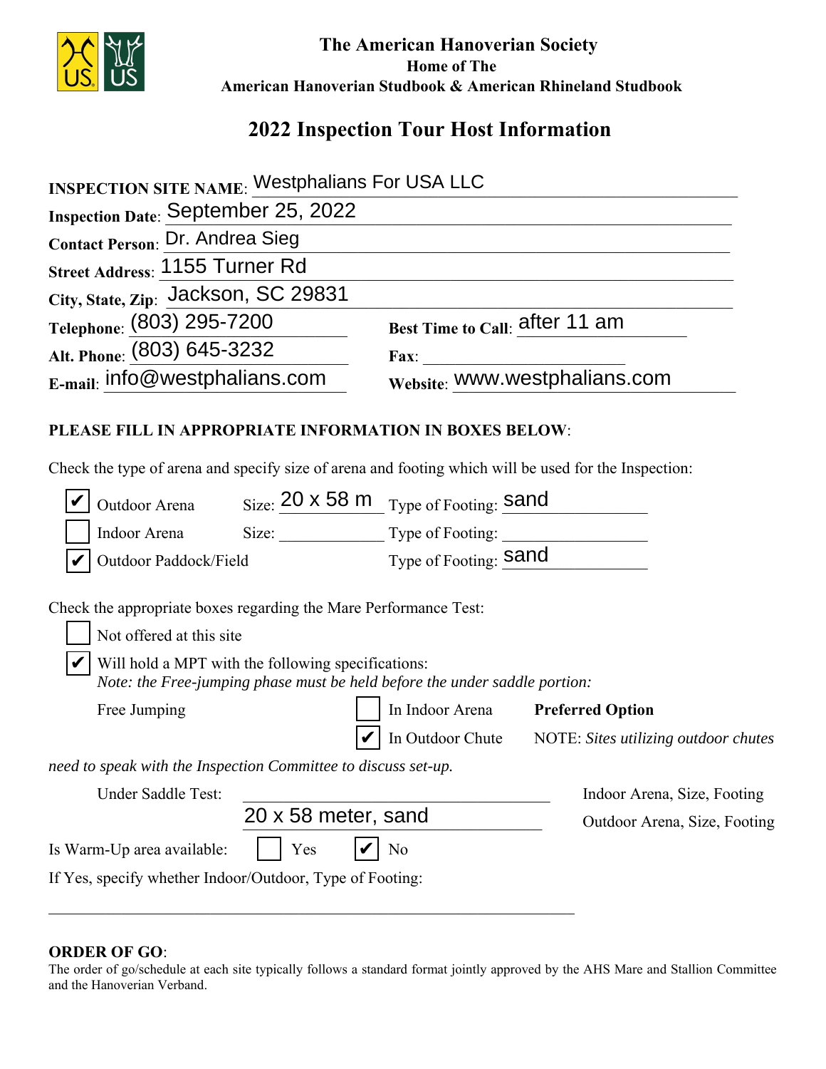**The American Hanoverian Society**
**Home of The**
**American Hanoverian Studbook & American Rhineland Studbook**

# 2022 Inspection Tour Host Information

**INSPECTION SITE NAME**: Westphalians For USA LLC

**Inspection Date**: September 25, 2022

**Contact Person**: Dr. Andrea Sieg

**Street Address**: 1155 Turner Rd

**City, State, Zip**: Jackson, SC 29831

**Telephone**: (803) 295-7200 **Best Time to Call**: after 11 am

**Alt. Phone**: (803) 645-3232 **Fax**: ____________

**E-mail**: info@westphalians.com **Website**: www.westphalians.com

**PLEASE FILL IN APPROPRIATE INFORMATION IN BOXES BELOW**:

Check the type of arena and specify size of arena and footing which will be used for the Inspection:

- ☑ Outdoor Arena Size: 20 x 58 m Type of Footing: sand
- ☐ Indoor Arena Size: ____________ Type of Footing: ____________
- ☑ Outdoor Paddock/Field Type of Footing: sand

Check the appropriate boxes regarding the Mare Performance Test:

- ☐ Not offered at this site
- ☑ Will hold a MPT with the following specifications:
  *Note: the Free-jumping phase must be held before the under saddle portion:*

Free Jumping ☐ In Indoor Arena **Preferred Option**
☑ In Outdoor Chute NOTE: *Sites utilizing outdoor chutes need to speak with the Inspection Committee to discuss set-up.*

Under Saddle Test: ____________ Indoor Arena, Size, Footing
20 x 58 meter, sand Outdoor Arena, Size, Footing

Is Warm-Up area available: ☐ Yes ☑ No

If Yes, specify whether Indoor/Outdoor, Type of Footing:

____________________________________________

**ORDER OF GO**:

The order of go/schedule at each site typically follows a standard format jointly approved by the AHS Mare and Stallion Committee and the Hanoverian Verband.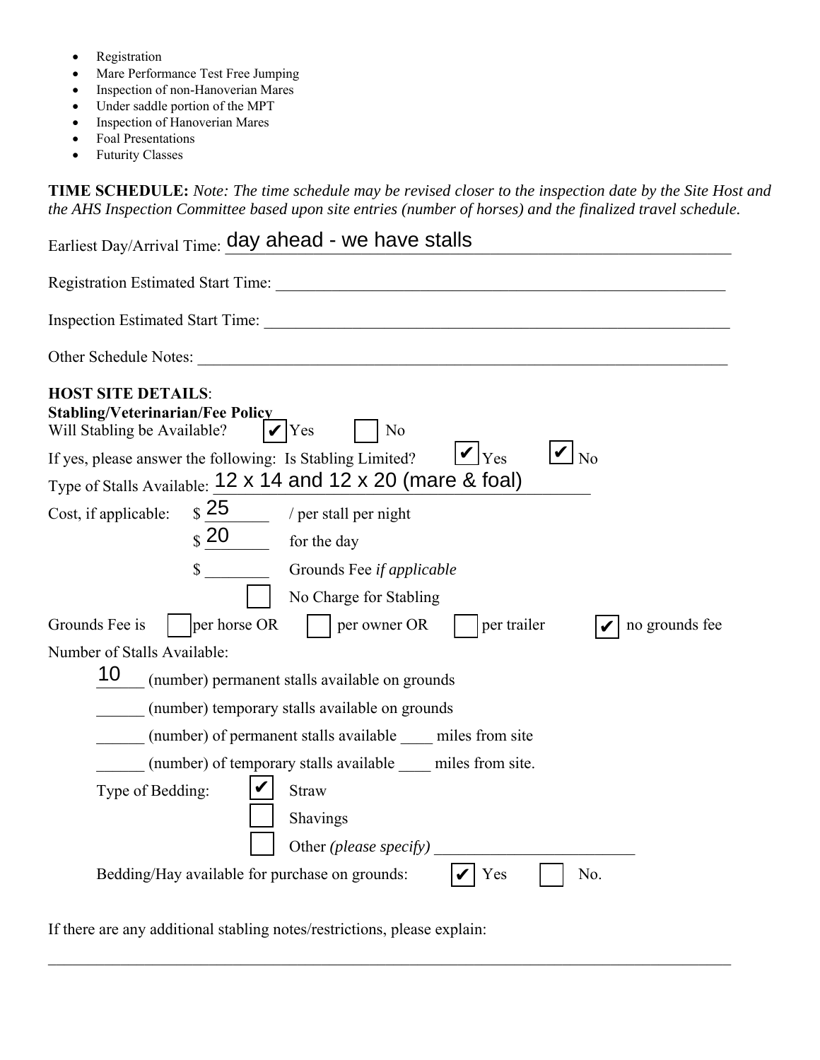- Registration
- Mare Performance Test Free Jumping
- Inspection of non-Hanoverian Mares
- Under saddle portion of the MPT
- Inspection of Hanoverian Mares
- Foal Presentations
- Futurity Classes

**TIME SCHEDULE:** *Note: The time schedule may be revised closer to the inspection date by the Site Host and the AHS Inspection Committee based upon site entries (number of horses) and the finalized travel schedule.*

Earliest Day/Arrival Time: day ahead - we have stalls

Registration Estimated Start Time: ______________________

Inspection Estimated Start Time: ______________________

Other Schedule Notes: ______________________

**HOST SITE DETAILS**:

**Stabling/Veterinarian/Fee Policy**

Will Stabling be Available? ☑ Yes ☐ No

If yes, please answer the following: Is Stabling Limited? ☑ Yes ☑ No

Type of Stalls Available: 12 x 14 and 12 x 20 (mare & foal)

Cost, if applicable: $ 25 / per stall per night

$ 20 for the day

$ ________ Grounds Fee *if applicable*

☐ No Charge for Stabling

Grounds Fee is ☐ per horse OR ☐ per owner OR ☐ per trailer ☑ no grounds fee

Number of Stalls Available:

10 (number) permanent stalls available on grounds

______ (number) temporary stalls available on grounds

______ (number) of permanent stalls available ____ miles from site

______ (number) of temporary stalls available ____ miles from site.

Type of Bedding: ☑ Straw

☐ Shavings

☐ Other *(please specify)* ______________________

Bedding/Hay available for purchase on grounds: ☑ Yes ☐ No.

If there are any additional stabling notes/restrictions, please explain:

______________________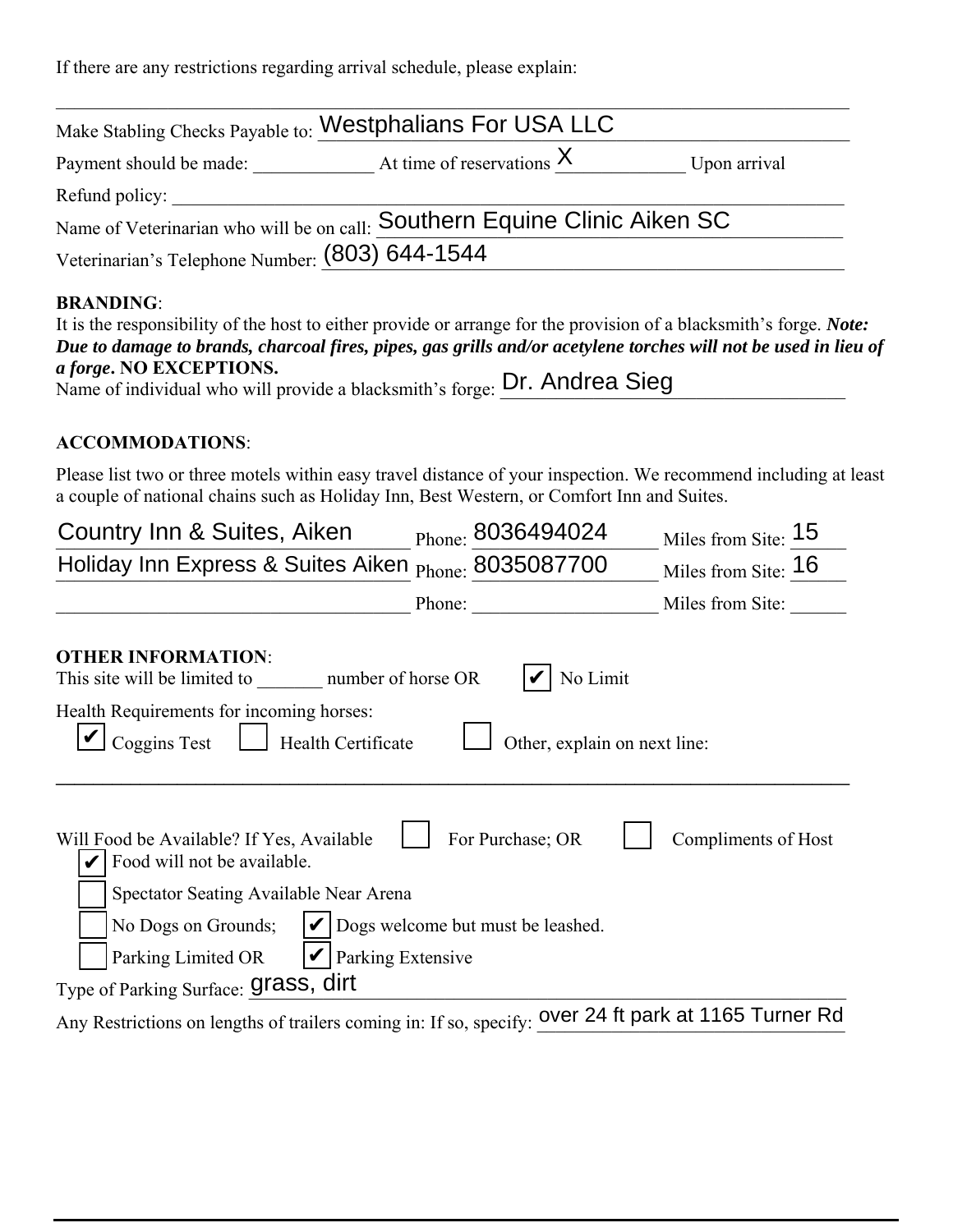If there are any restrictions regarding arrival schedule, please explain:

_______________________________________________

Make Stabling Checks Payable to: Westphalians For USA LLC

Payment should be made: ____________ At time of reservations X ____________ Upon arrival

Refund policy: _______________________________________________

Name of Veterinarian who will be on call: Southern Equine Clinic Aiken SC

Veterinarian's Telephone Number: (803) 644-1544

**BRANDING**:

It is the responsibility of the host to either provide or arrange for the provision of a blacksmith's forge. ***Note: Due to damage to brands, charcoal fires, pipes, gas grills and/or acetylene torches will not be used in lieu of a forge*. NO EXCEPTIONS.**

Name of individual who will provide a blacksmith's forge: Dr. Andrea Sieg

**ACCOMMODATIONS**:

Please list two or three motels within easy travel distance of your inspection. We recommend including at least a couple of national chains such as Holiday Inn, Best Western, or Comfort Inn and Suites.

| Motel | Phone | Miles from Site |
|---|---|---|
| Country Inn & Suites, Aiken | 8036494024 | 15 |
| Holiday Inn Express & Suites Aiken | 8035087700 | 16 |
| | | |

**OTHER INFORMATION**:

This site will be limited to _______ number of horse OR ☑ No Limit

Health Requirements for incoming horses:

☑ Coggins Test ☐ Health Certificate ☐ Other, explain on next line:

_______________________________________________

Will Food be Available? If Yes, Available ☐ For Purchase; OR ☐ Compliments of Host

☑ Food will not be available.

☐ Spectator Seating Available Near Arena

☐ No Dogs on Grounds; ☑ Dogs welcome but must be leashed.

☐ Parking Limited OR ☑ Parking Extensive

Type of Parking Surface: grass, dirt

Any Restrictions on lengths of trailers coming in: If so, specify: over 24 ft park at 1165 Turner Rd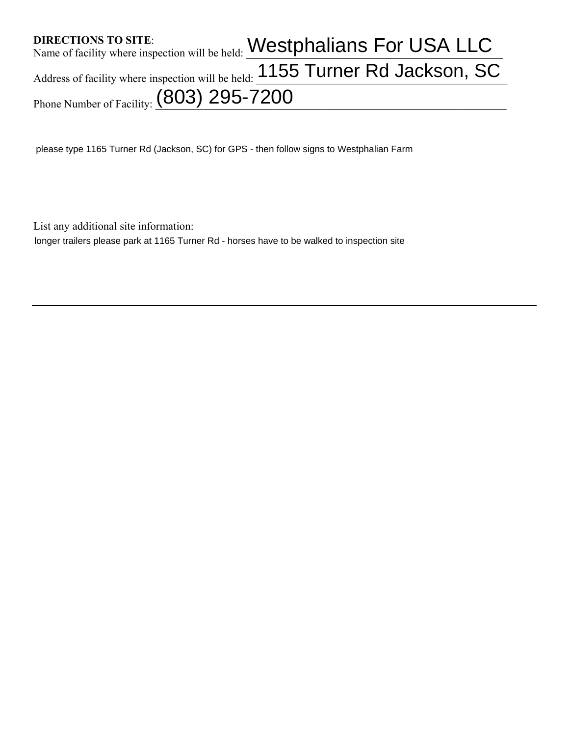**DIRECTIONS TO SITE**:

Name of facility where inspection will be held: Westphalians For USA LLC

Address of facility where inspection will be held: 1155 Turner Rd Jackson, SC

Phone Number of Facility: (803) 295-7200

please type 1165 Turner Rd (Jackson, SC) for GPS - then follow signs to Westphalian Farm

List any additional site information:

longer trailers please park at 1165 Turner Rd - horses have to be walked to inspection site

---